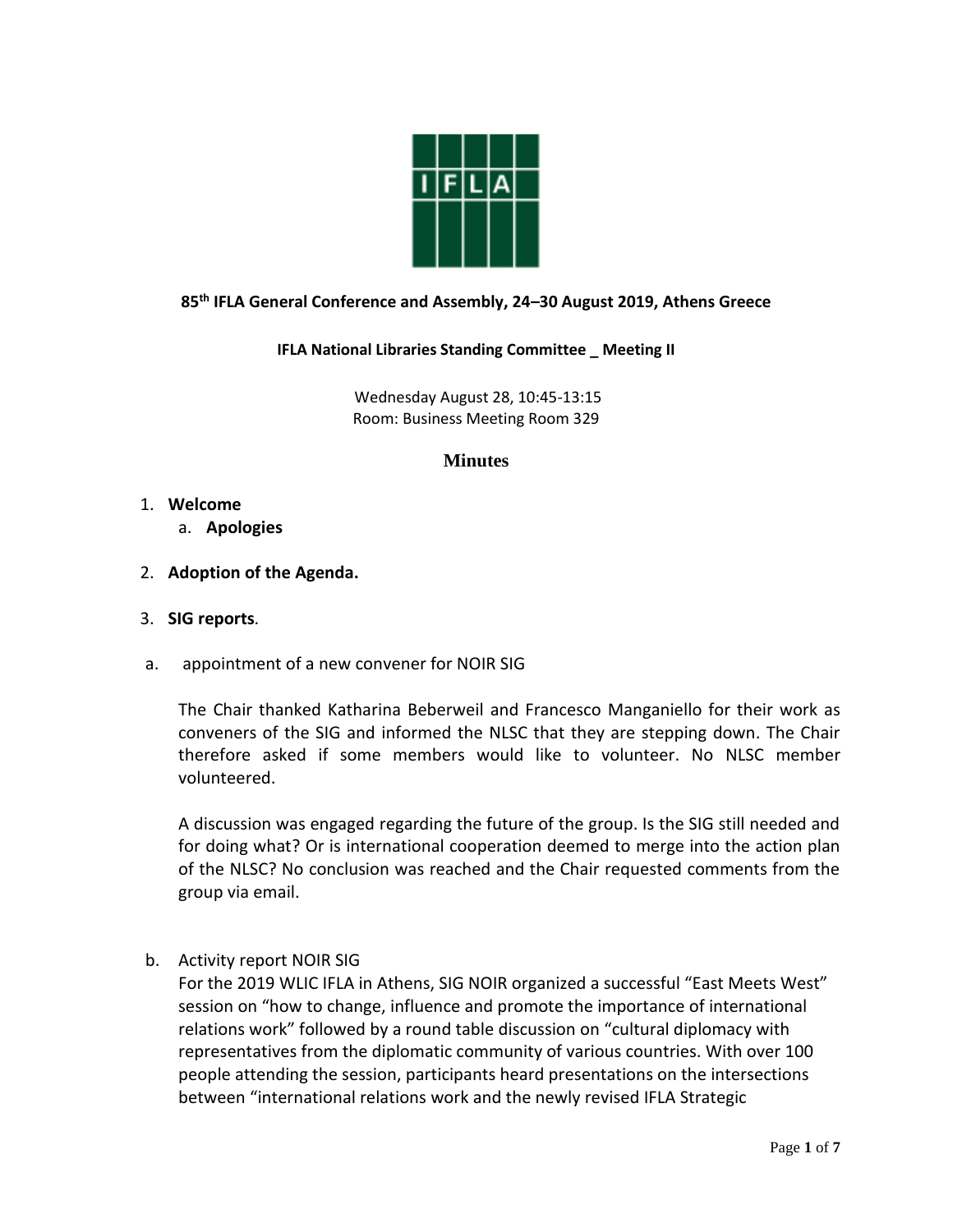**85th IFLA General Conference and Assembly, 24–30 August 2019, Athens Greece**

**IFLA National Libraries Standing Committee _ Meeting II**

Wednesday August 28, 10:45-13:15
Room: Business Meeting Room 329

# Minutes

1. **Welcome**
   a. **Apologies**

2. **Adoption of the Agenda.**

3. **SIG reports**.

a. appointment of a new convener for NOIR SIG

The Chair thanked Katharina Beberweil and Francesco Manganiello for their work as conveners of the SIG and informed the NLSC that they are stepping down. The Chair therefore asked if some members would like to volunteer. No NLSC member volunteered.

A discussion was engaged regarding the future of the group. Is the SIG still needed and for doing what? Or is international cooperation deemed to merge into the action plan of the NLSC? No conclusion was reached and the Chair requested comments from the group via email.

b. Activity report NOIR SIG
For the 2019 WLIC IFLA in Athens, SIG NOIR organized a successful "East Meets West" session on "how to change, influence and promote the importance of international relations work" followed by a round table discussion on "cultural diplomacy with representatives from the diplomatic community of various countries. With over 100 people attending the session, participants heard presentations on the intersections between "international relations work and the newly revised IFLA Strategic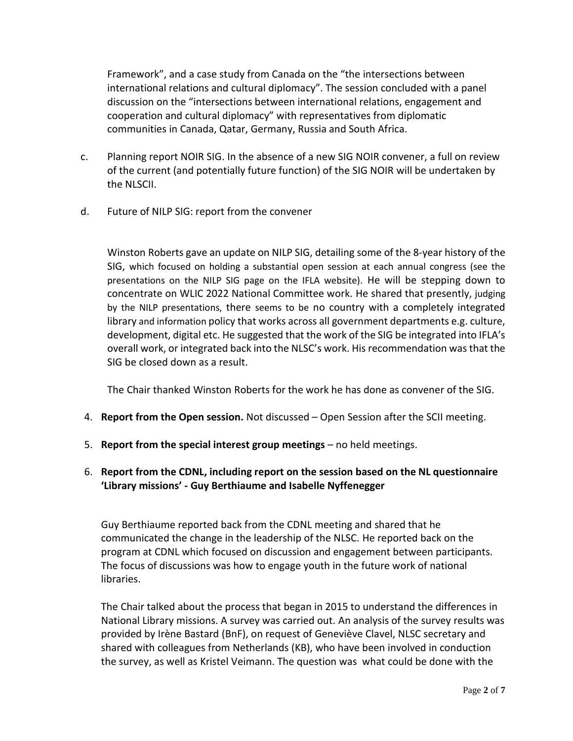Framework", and a case study from Canada on the "the intersections between international relations and cultural diplomacy". The session concluded with a panel discussion on the "intersections between international relations, engagement and cooperation and cultural diplomacy" with representatives from diplomatic communities in Canada, Qatar, Germany, Russia and South Africa.

c. Planning report NOIR SIG. In the absence of a new SIG NOIR convener, a full on review of the current (and potentially future function) of the SIG NOIR will be undertaken by the NLSCII.

d. Future of NILP SIG: report from the convener

Winston Roberts gave an update on NILP SIG, detailing some of the 8-year history of the SIG, which focused on holding a substantial open session at each annual congress (see the presentations on the NILP SIG page on the IFLA website). He will be stepping down to concentrate on WLIC 2022 National Committee work. He shared that presently, judging by the NILP presentations, there seems to be no country with a completely integrated library and information policy that works across all government departments e.g. culture, development, digital etc. He suggested that the work of the SIG be integrated into IFLA's overall work, or integrated back into the NLSC's work. His recommendation was that the SIG be closed down as a result.

The Chair thanked Winston Roberts for the work he has done as convener of the SIG.

4. **Report from the Open session.** Not discussed – Open Session after the SCII meeting.

5. **Report from the special interest group meetings** – no held meetings.

6. **Report from the CDNL, including report on the session based on the NL questionnaire 'Library missions' - Guy Berthiaume and Isabelle Nyffenegger**

Guy Berthiaume reported back from the CDNL meeting and shared that he communicated the change in the leadership of the NLSC. He reported back on the program at CDNL which focused on discussion and engagement between participants. The focus of discussions was how to engage youth in the future work of national libraries.

The Chair talked about the process that began in 2015 to understand the differences in National Library missions. A survey was carried out. An analysis of the survey results was provided by Irène Bastard (BnF), on request of Geneviève Clavel, NLSC secretary and shared with colleagues from Netherlands (KB), who have been involved in conduction the survey, as well as Kristel Veimann. The question was what could be done with the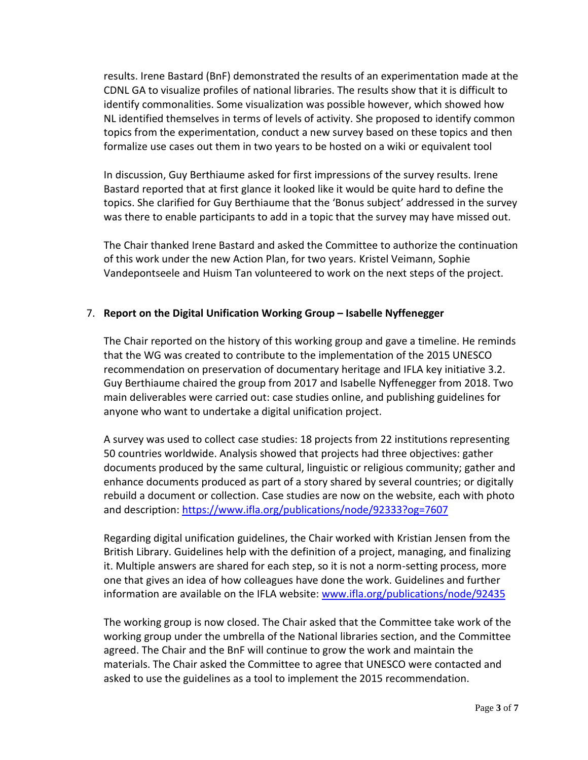results. Irene Bastard (BnF) demonstrated the results of an experimentation made at the CDNL GA to visualize profiles of national libraries. The results show that it is difficult to identify commonalities. Some visualization was possible however, which showed how NL identified themselves in terms of levels of activity. She proposed to identify common topics from the experimentation, conduct a new survey based on these topics and then formalize use cases out them in two years to be hosted on a wiki or equivalent tool

In discussion, Guy Berthiaume asked for first impressions of the survey results. Irene Bastard reported that at first glance it looked like it would be quite hard to define the topics. She clarified for Guy Berthiaume that the 'Bonus subject' addressed in the survey was there to enable participants to add in a topic that the survey may have missed out.

The Chair thanked Irene Bastard and asked the Committee to authorize the continuation of this work under the new Action Plan, for two years. Kristel Veimann, Sophie Vandepontseele and Huism Tan volunteered to work on the next steps of the project.

7. **Report on the Digital Unification Working Group – Isabelle Nyffenegger**

   The Chair reported on the history of this working group and gave a timeline. He reminds that the WG was created to contribute to the implementation of the 2015 UNESCO recommendation on preservation of documentary heritage and IFLA key initiative 3.2. Guy Berthiaume chaired the group from 2017 and Isabelle Nyffenegger from 2018. Two main deliverables were carried out: case studies online, and publishing guidelines for anyone who want to undertake a digital unification project.

   A survey was used to collect case studies: 18 projects from 22 institutions representing 50 countries worldwide. Analysis showed that projects had three objectives: gather documents produced by the same cultural, linguistic or religious community; gather and enhance documents produced as part of a story shared by several countries; or digitally rebuild a document or collection. Case studies are now on the website, each with photo and description: https://www.ifla.org/publications/node/92333?og=7607

   Regarding digital unification guidelines, the Chair worked with Kristian Jensen from the British Library. Guidelines help with the definition of a project, managing, and finalizing it. Multiple answers are shared for each step, so it is not a norm-setting process, more one that gives an idea of how colleagues have done the work. Guidelines and further information are available on the IFLA website: www.ifla.org/publications/node/92435

   The working group is now closed. The Chair asked that the Committee take work of the working group under the umbrella of the National libraries section, and the Committee agreed. The Chair and the BnF will continue to grow the work and maintain the materials. The Chair asked the Committee to agree that UNESCO were contacted and asked to use the guidelines as a tool to implement the 2015 recommendation.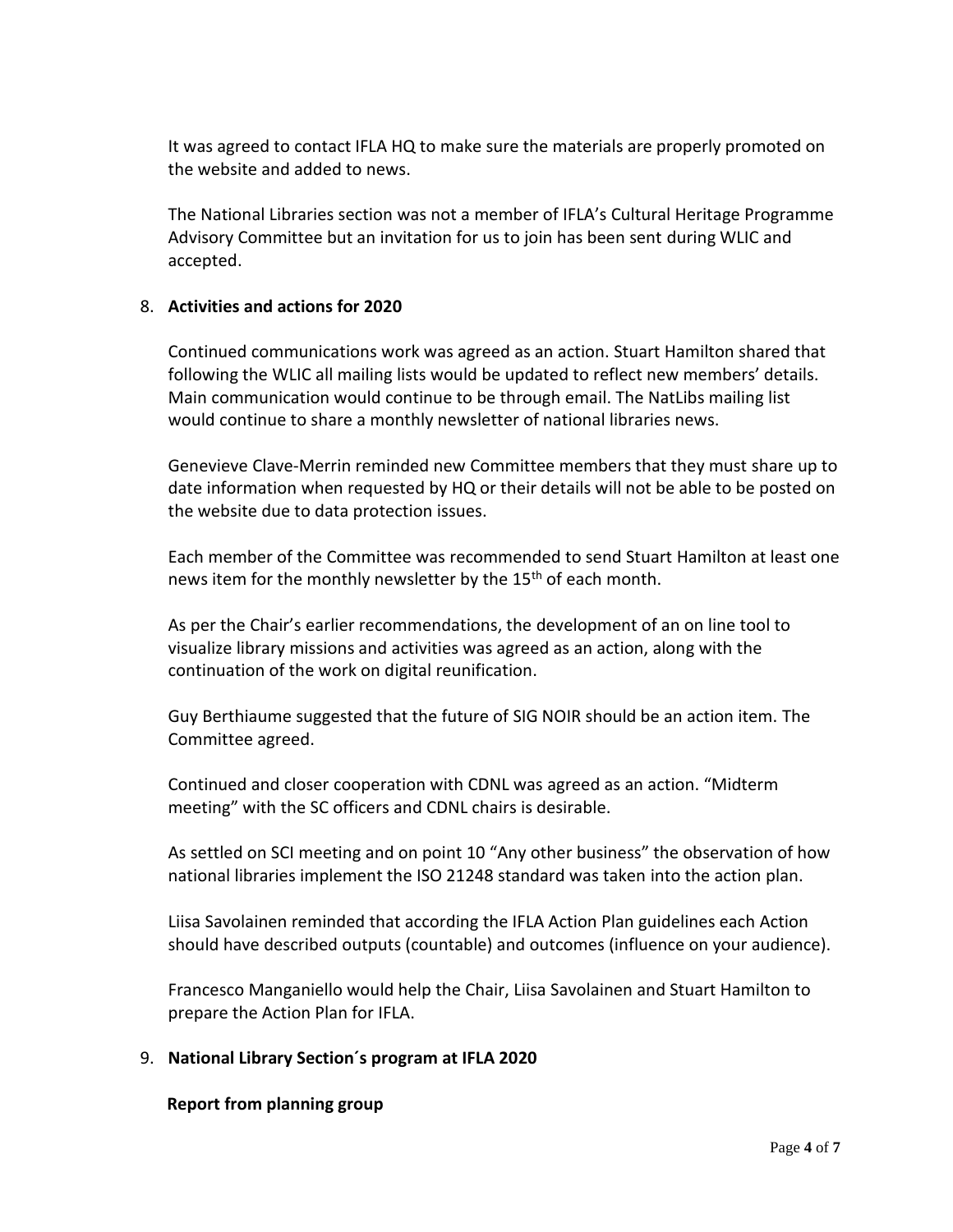It was agreed to contact IFLA HQ to make sure the materials are properly promoted on the website and added to news.

The National Libraries section was not a member of IFLA's Cultural Heritage Programme Advisory Committee but an invitation for us to join has been sent during WLIC and accepted.

8. **Activities and actions for 2020**

Continued communications work was agreed as an action. Stuart Hamilton shared that following the WLIC all mailing lists would be updated to reflect new members' details. Main communication would continue to be through email. The NatLibs mailing list would continue to share a monthly newsletter of national libraries news.

Genevieve Clave-Merrin reminded new Committee members that they must share up to date information when requested by HQ or their details will not be able to be posted on the website due to data protection issues.

Each member of the Committee was recommended to send Stuart Hamilton at least one news item for the monthly newsletter by the 15th of each month.

As per the Chair's earlier recommendations, the development of an on line tool to visualize library missions and activities was agreed as an action, along with the continuation of the work on digital reunification.

Guy Berthiaume suggested that the future of SIG NOIR should be an action item. The Committee agreed.

Continued and closer cooperation with CDNL was agreed as an action. "Midterm meeting" with the SC officers and CDNL chairs is desirable.

As settled on SCI meeting and on point 10 "Any other business" the observation of how national libraries implement the ISO 21248 standard was taken into the action plan.

Liisa Savolainen reminded that according the IFLA Action Plan guidelines each Action should have described outputs (countable) and outcomes (influence on your audience).

Francesco Manganiello would help the Chair, Liisa Savolainen and Stuart Hamilton to prepare the Action Plan for IFLA.

9. **National Library Section´s program at IFLA 2020**

**Report from planning group**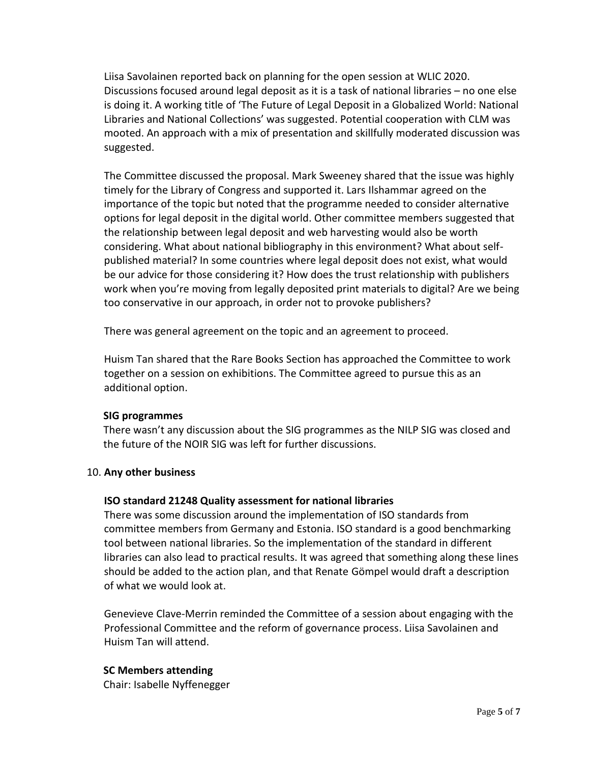Liisa Savolainen reported back on planning for the open session at WLIC 2020. Discussions focused around legal deposit as it is a task of national libraries – no one else is doing it. A working title of 'The Future of Legal Deposit in a Globalized World: National Libraries and National Collections' was suggested. Potential cooperation with CLM was mooted. An approach with a mix of presentation and skillfully moderated discussion was suggested.

The Committee discussed the proposal. Mark Sweeney shared that the issue was highly timely for the Library of Congress and supported it. Lars Ilshammar agreed on the importance of the topic but noted that the programme needed to consider alternative options for legal deposit in the digital world. Other committee members suggested that the relationship between legal deposit and web harvesting would also be worth considering. What about national bibliography in this environment? What about self-published material? In some countries where legal deposit does not exist, what would be our advice for those considering it? How does the trust relationship with publishers work when you're moving from legally deposited print materials to digital? Are we being too conservative in our approach, in order not to provoke publishers?

There was general agreement on the topic and an agreement to proceed.

Huism Tan shared that the Rare Books Section has approached the Committee to work together on a session on exhibitions. The Committee agreed to pursue this as an additional option.

**SIG programmes**

There wasn't any discussion about the SIG programmes as the NILP SIG was closed and the future of the NOIR SIG was left for further discussions.

10. **Any other business**

**ISO standard 21248 Quality assessment for national libraries**

There was some discussion around the implementation of ISO standards from committee members from Germany and Estonia. ISO standard is a good benchmarking tool between national libraries. So the implementation of the standard in different libraries can also lead to practical results. It was agreed that something along these lines should be added to the action plan, and that Renate Gömpel would draft a description of what we would look at.

Genevieve Clave-Merrin reminded the Committee of a session about engaging with the Professional Committee and the reform of governance process. Liisa Savolainen and Huism Tan will attend.

**SC Members attending**

Chair: Isabelle Nyffenegger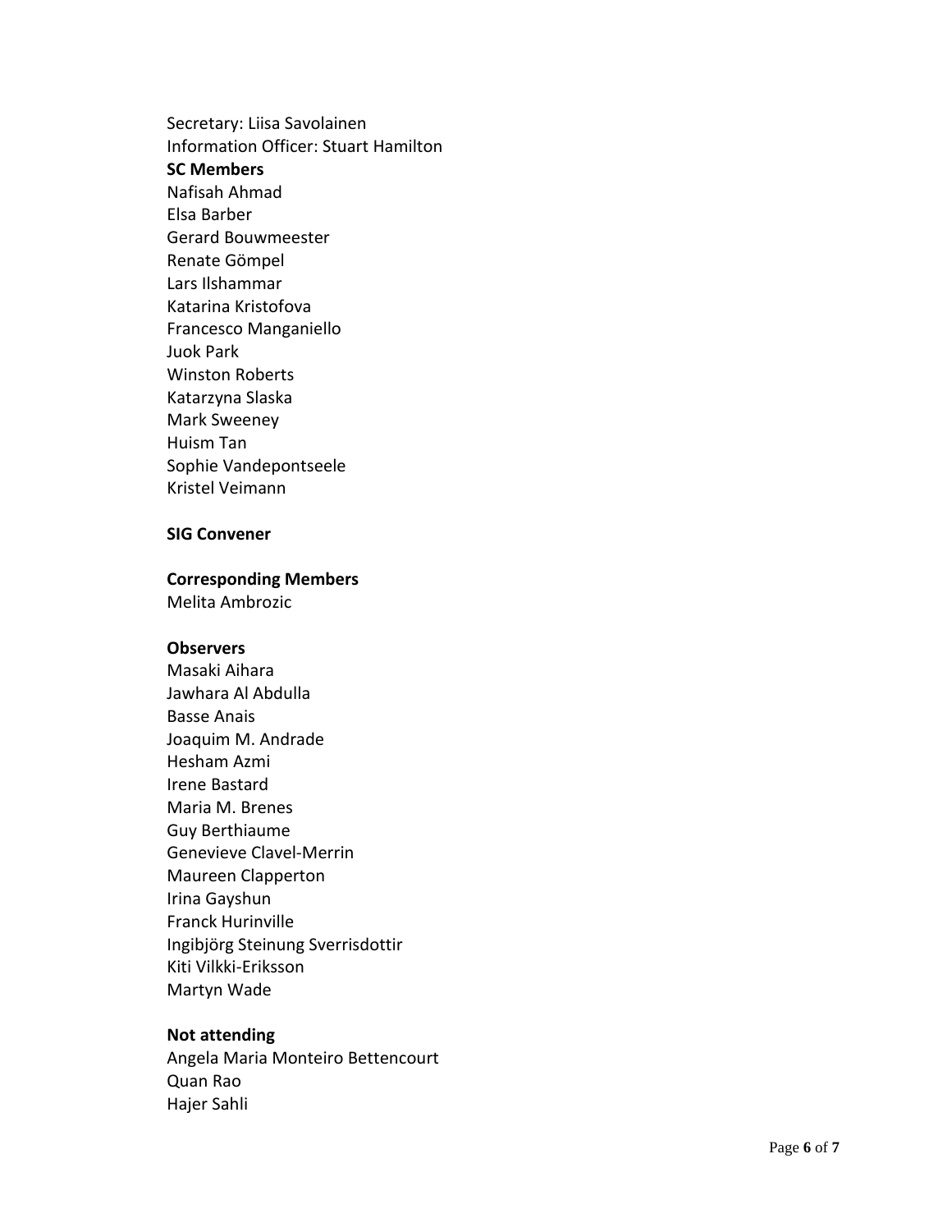Secretary: Liisa Savolainen
Information Officer: Stuart Hamilton

**SC Members**

Nafisah Ahmad
Elsa Barber
Gerard Bouwmeester
Renate Gömpel
Lars Ilshammar
Katarina Kristofova
Francesco Manganiello
Juok Park
Winston Roberts
Katarzyna Slaska
Mark Sweeney
Huism Tan
Sophie Vandepontseele
Kristel Veimann

**SIG Convener**

**Corresponding Members**

Melita Ambrozic

**Observers**

Masaki Aihara
Jawhara Al Abdulla
Basse Anais
Joaquim M. Andrade
Hesham Azmi
Irene Bastard
Maria M. Brenes
Guy Berthiaume
Genevieve Clavel-Merrin
Maureen Clapperton
Irina Gayshun
Franck Hurinville
Ingibjörg Steinung Sverrisdottir
Kiti Vilkki-Eriksson
Martyn Wade

**Not attending**

Angela Maria Monteiro Bettencourt
Quan Rao
Hajer Sahli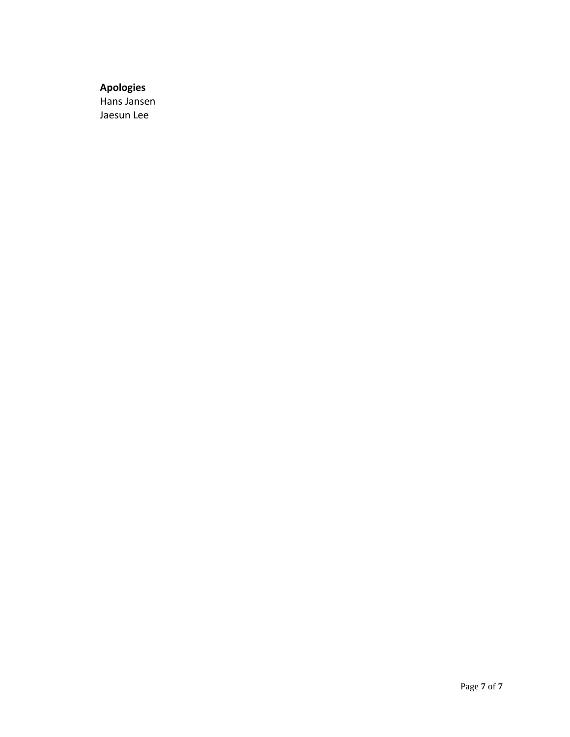**Apologies**
Hans Jansen
Jaesun Lee